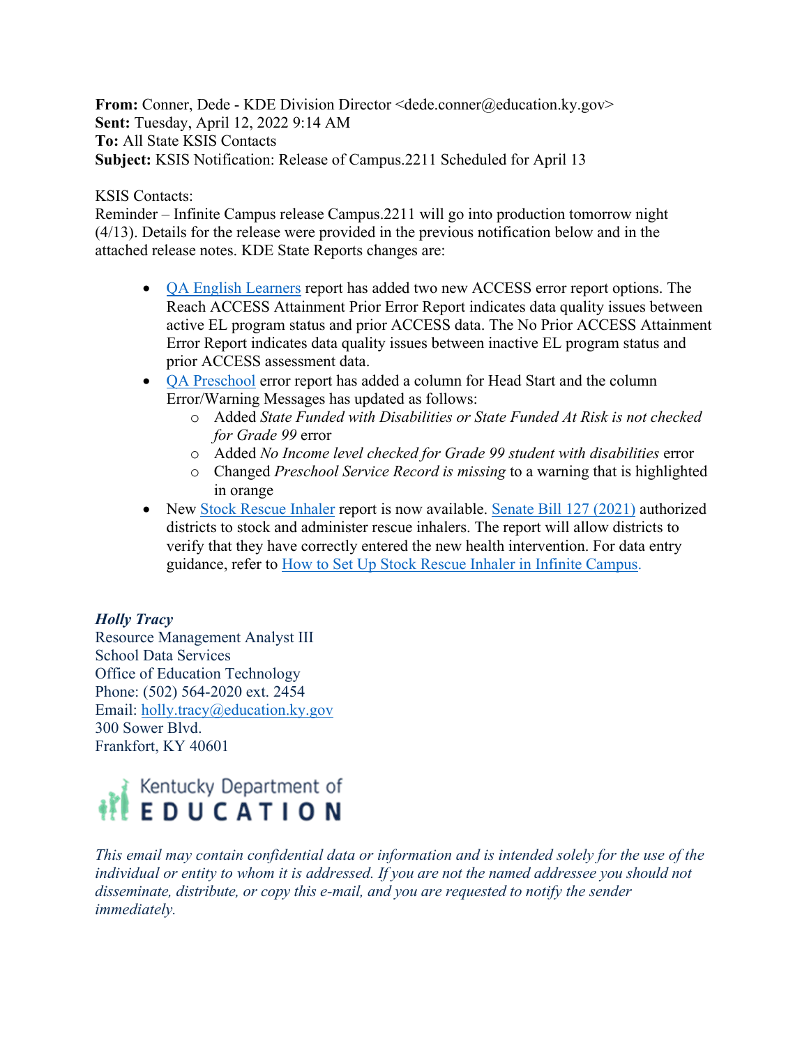**From:** Conner, Dede - KDE Division Director <dede.conner@education.ky.gov>
**Sent:** Tuesday, April 12, 2022 9:14 AM
**To:** All State KSIS Contacts
**Subject:** KSIS Notification: Release of Campus.2211 Scheduled for April 13

KSIS Contacts:
Reminder – Infinite Campus release Campus.2211 will go into production tomorrow night (4/13). Details for the release were provided in the previous notification below and in the attached release notes. KDE State Reports changes are:

- QA English Learners report has added two new ACCESS error report options. The Reach ACCESS Attainment Prior Error Report indicates data quality issues between active EL program status and prior ACCESS data. The No Prior ACCESS Attainment Error Report indicates data quality issues between inactive EL program status and prior ACCESS assessment data.
- QA Preschool error report has added a column for Head Start and the column Error/Warning Messages has updated as follows:
  - Added *State Funded with Disabilities or State Funded At Risk is not checked for Grade 99* error
  - Added *No Income level checked for Grade 99 student with disabilities* error
  - Changed *Preschool Service Record is missing* to a warning that is highlighted in orange
- New Stock Rescue Inhaler report is now available. Senate Bill 127 (2021) authorized districts to stock and administer rescue inhalers. The report will allow districts to verify that they have correctly entered the new health intervention. For data entry guidance, refer to How to Set Up Stock Rescue Inhaler in Infinite Campus.

***Holly Tracy***
Resource Management Analyst III
School Data Services
Office of Education Technology
Phone: (502) 564-2020 ext. 2454
Email: holly.tracy@education.ky.gov
300 Sower Blvd.
Frankfort, KY 40601

Kentucky Department of EDUCATION

*This email may contain confidential data or information and is intended solely for the use of the individual or entity to whom it is addressed. If you are not the named addressee you should not disseminate, distribute, or copy this e-mail, and you are requested to notify the sender immediately.*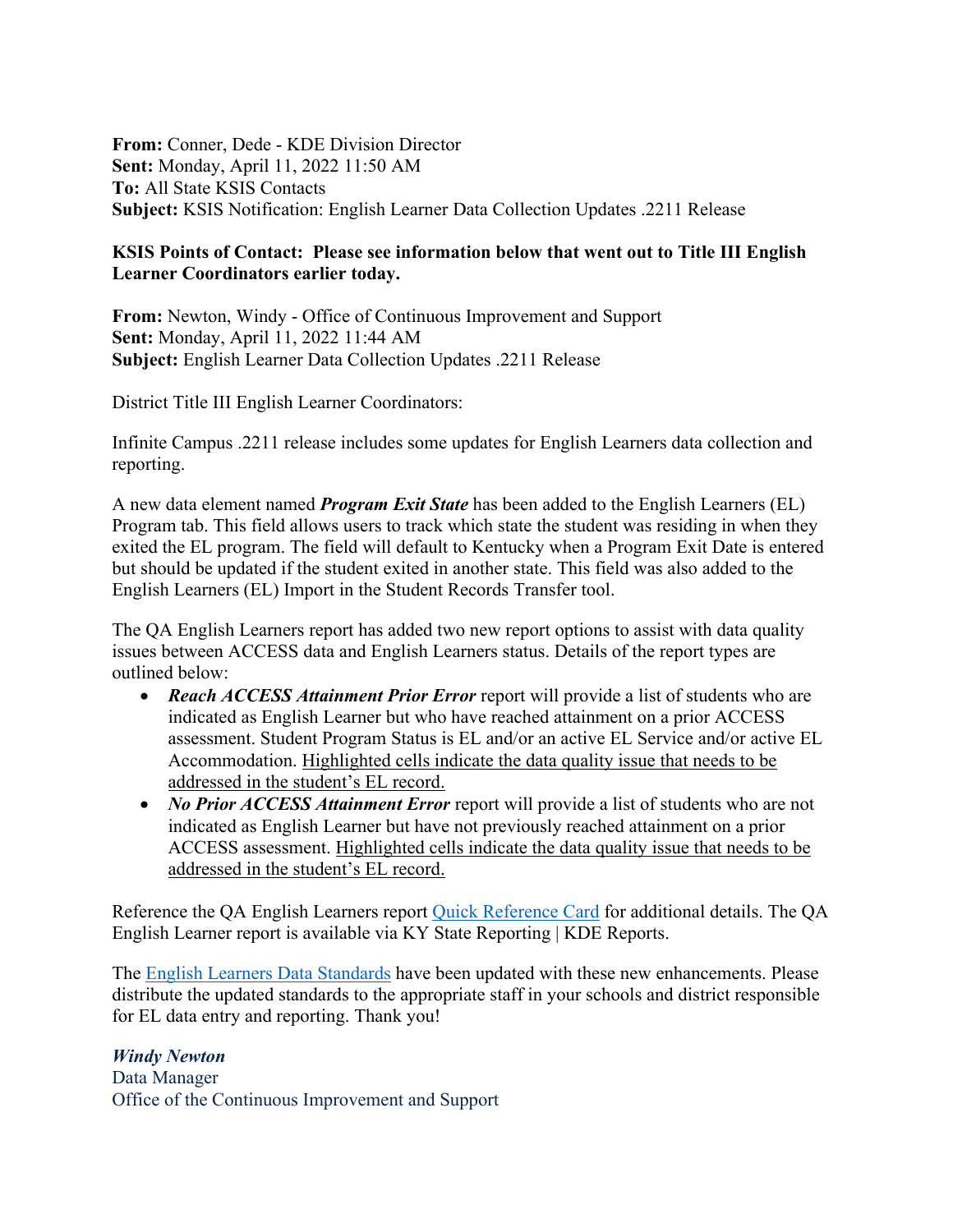**From:** Conner, Dede - KDE Division Director
**Sent:** Monday, April 11, 2022 11:50 AM
**To:** All State KSIS Contacts
**Subject:** KSIS Notification: English Learner Data Collection Updates .2211 Release

**KSIS Points of Contact: Please see information below that went out to Title III English Learner Coordinators earlier today.**

**From:** Newton, Windy - Office of Continuous Improvement and Support
**Sent:** Monday, April 11, 2022 11:44 AM
**Subject:** English Learner Data Collection Updates .2211 Release

District Title III English Learner Coordinators:

Infinite Campus .2211 release includes some updates for English Learners data collection and reporting.

A new data element named ***Program Exit State*** has been added to the English Learners (EL) Program tab. This field allows users to track which state the student was residing in when they exited the EL program. The field will default to Kentucky when a Program Exit Date is entered but should be updated if the student exited in another state. This field was also added to the English Learners (EL) Import in the Student Records Transfer tool.

The QA English Learners report has added two new report options to assist with data quality issues between ACCESS data and English Learners status. Details of the report types are outlined below:

- ***Reach ACCESS Attainment Prior Error*** report will provide a list of students who are indicated as English Learner but who have reached attainment on a prior ACCESS assessment. Student Program Status is EL and/or an active EL Service and/or active EL Accommodation. Highlighted cells indicate the data quality issue that needs to be addressed in the student's EL record.
- ***No Prior ACCESS Attainment Error*** report will provide a list of students who are not indicated as English Learner but have not previously reached attainment on a prior ACCESS assessment. Highlighted cells indicate the data quality issue that needs to be addressed in the student's EL record.

Reference the QA English Learners report Quick Reference Card for additional details. The QA English Learner report is available via KY State Reporting | KDE Reports.

The English Learners Data Standards have been updated with these new enhancements. Please distribute the updated standards to the appropriate staff in your schools and district responsible for EL data entry and reporting. Thank you!

***Windy Newton***
Data Manager
Office of the Continuous Improvement and Support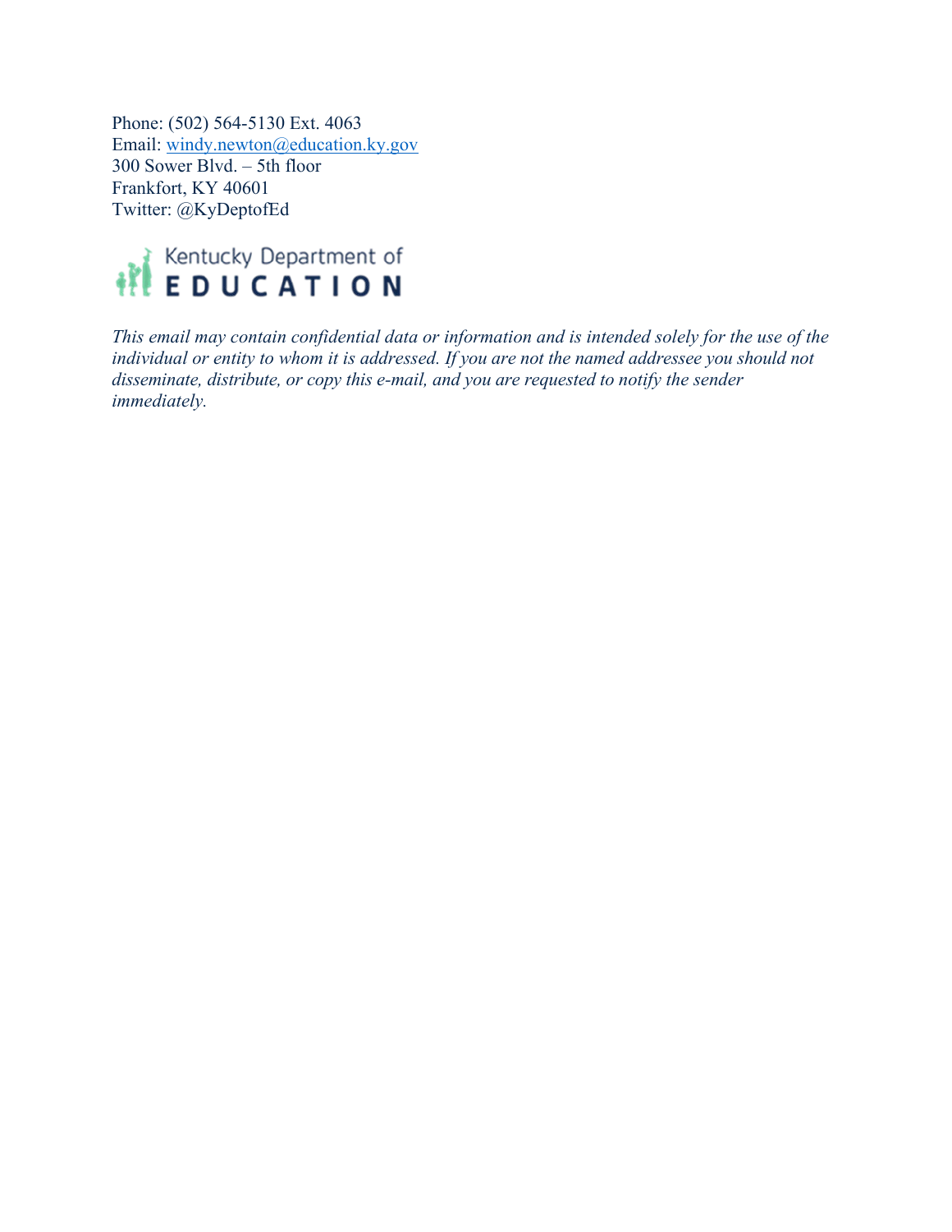Phone: (502) 564-5130 Ext. 4063
Email: windy.newton@education.ky.gov
300 Sower Blvd. – 5th floor
Frankfort, KY 40601
Twitter: @KyDeptofEd

Kentucky Department of EDUCATION

*This email may contain confidential data or information and is intended solely for the use of the individual or entity to whom it is addressed. If you are not the named addressee you should not disseminate, distribute, or copy this e-mail, and you are requested to notify the sender immediately.*